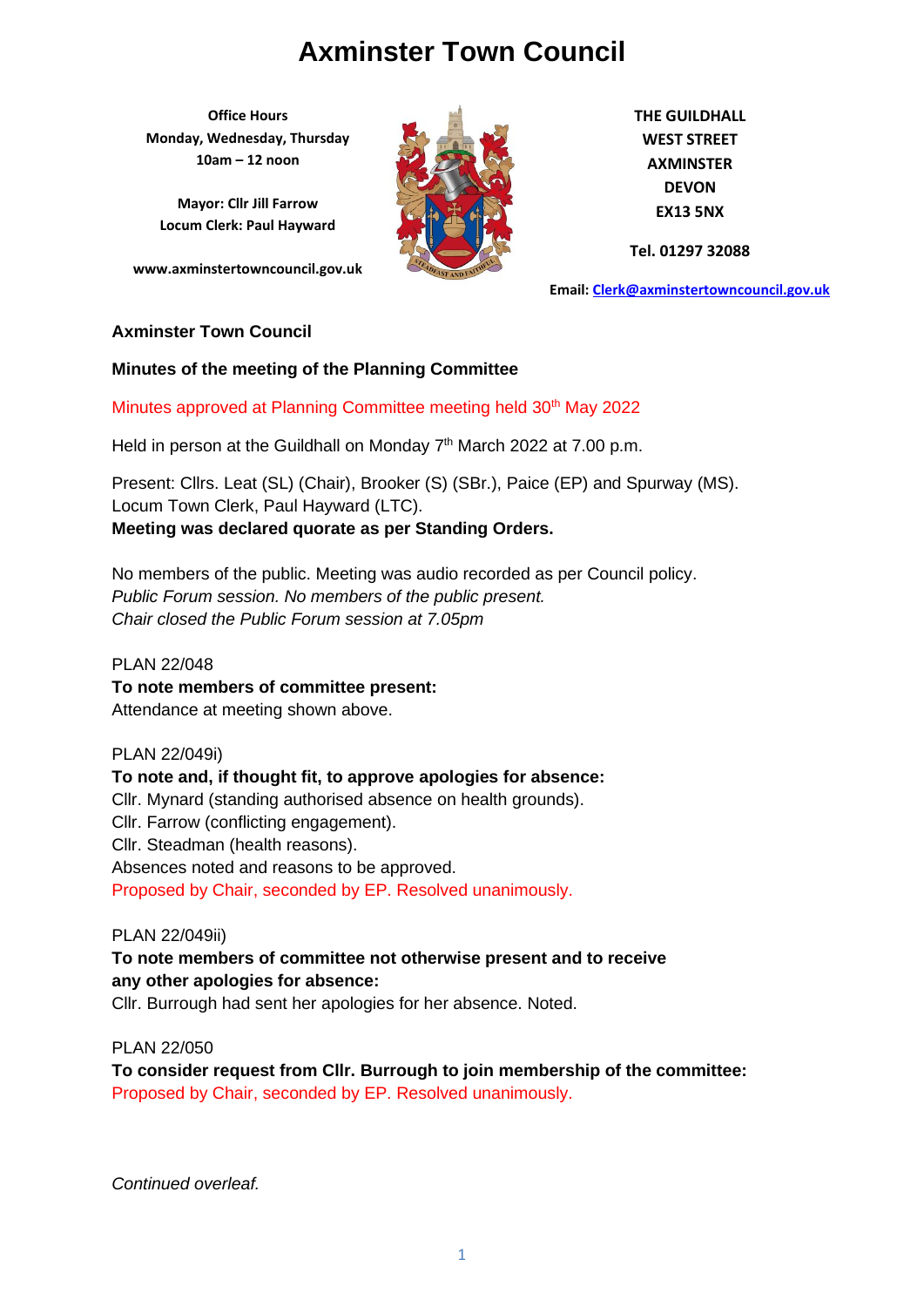# Axminster Town Council

**Office Hours**
**Monday, Wednesday, Thursday**
**10am – 12 noon**

**Mayor: Cllr Jill Farrow**
**Locum Clerk: Paul Hayward**

**www.axminstertowncouncil.gov.uk**

**THE GUILDHALL**
**WEST STREET**
**AXMINSTER**
**DEVON**
**EX13 5NX**

**Tel. 01297 32088**

**Email: Clerk@axminstertowncouncil.gov.uk**

**Axminster Town Council**

**Minutes of the meeting of the Planning Committee**

Minutes approved at Planning Committee meeting held 30th May 2022

Held in person at the Guildhall on Monday 7th March 2022 at 7.00 p.m.

Present: Cllrs. Leat (SL) (Chair), Brooker (S) (SBr.), Paice (EP) and Spurway (MS).
Locum Town Clerk, Paul Hayward (LTC).
**Meeting was declared quorate as per Standing Orders.**

No members of the public. Meeting was audio recorded as per Council policy.
*Public Forum session. No members of the public present.*
*Chair closed the Public Forum session at 7.05pm*

PLAN 22/048
**To note members of committee present:**
Attendance at meeting shown above.

PLAN 22/049i)
**To note and, if thought fit, to approve apologies for absence:**
Cllr. Mynard (standing authorised absence on health grounds).
Cllr. Farrow (conflicting engagement).
Cllr. Steadman (health reasons).
Absences noted and reasons to be approved.
Proposed by Chair, seconded by EP. Resolved unanimously.

PLAN 22/049ii)
**To note members of committee not otherwise present and to receive any other apologies for absence:**
Cllr. Burrough had sent her apologies for her absence. Noted.

PLAN 22/050
**To consider request from Cllr. Burrough to join membership of the committee:**
Proposed by Chair, seconded by EP. Resolved unanimously.

*Continued overleaf.*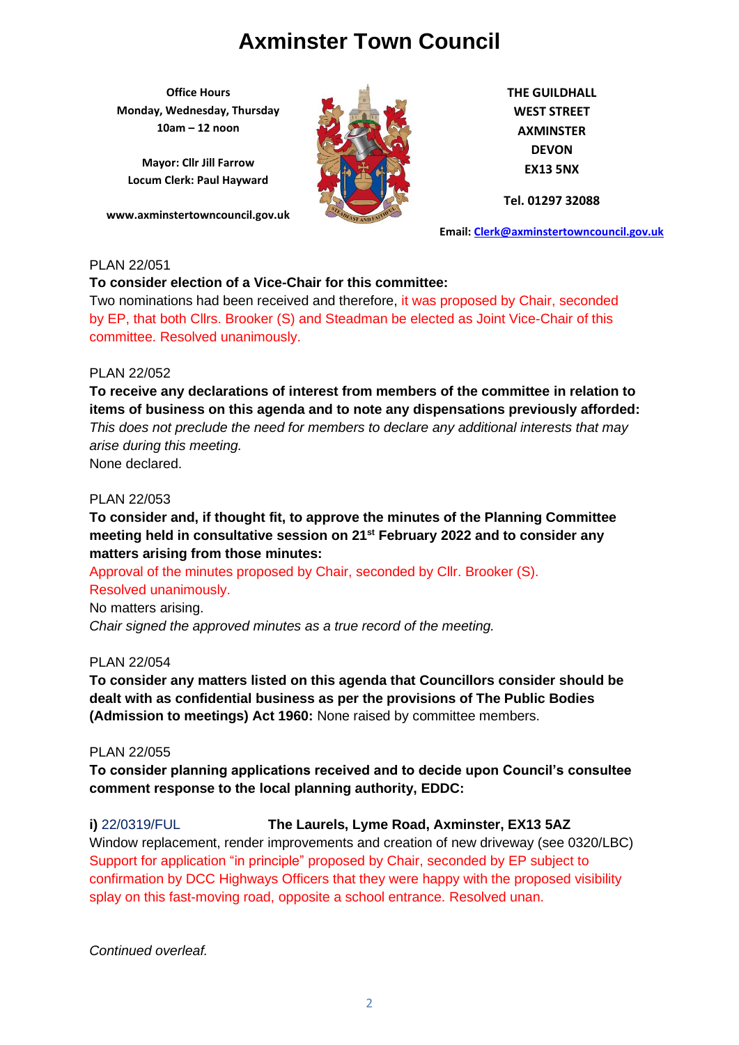# Axminster Town Council

**Office Hours**
**Monday, Wednesday, Thursday**
**10am – 12 noon**

**Mayor: Cllr Jill Farrow**
**Locum Clerk: Paul Hayward**

**www.axminstertowncouncil.gov.uk**

**THE GUILDHALL**
**WEST STREET**
**AXMINSTER**
**DEVON**
**EX13 5NX**

**Tel. 01297 32088**

**Email: Clerk@axminstertowncouncil.gov.uk**

PLAN 22/051

**To consider election of a Vice-Chair for this committee:**

Two nominations had been received and therefore, it was proposed by Chair, seconded by EP, that both Cllrs. Brooker (S) and Steadman be elected as Joint Vice-Chair of this committee. Resolved unanimously.

PLAN 22/052

**To receive any declarations of interest from members of the committee in relation to items of business on this agenda and to note any dispensations previously afforded:**

*This does not preclude the need for members to declare any additional interests that may arise during this meeting.*

None declared.

PLAN 22/053

**To consider and, if thought fit, to approve the minutes of the Planning Committee meeting held in consultative session on 21st February 2022 and to consider any matters arising from those minutes:**

Approval of the minutes proposed by Chair, seconded by Cllr. Brooker (S).
Resolved unanimously.

No matters arising.

*Chair signed the approved minutes as a true record of the meeting.*

PLAN 22/054

**To consider any matters listed on this agenda that Councillors consider should be dealt with as confidential business as per the provisions of The Public Bodies (Admission to meetings) Act 1960:** None raised by committee members.

PLAN 22/055

**To consider planning applications received and to decide upon Council's consultee comment response to the local planning authority, EDDC:**

**i)** 22/0319/FUL **The Laurels, Lyme Road, Axminster, EX13 5AZ**

Window replacement, render improvements and creation of new driveway (see 0320/LBC)

Support for application "in principle" proposed by Chair, seconded by EP subject to confirmation by DCC Highways Officers that they were happy with the proposed visibility splay on this fast-moving road, opposite a school entrance. Resolved unan.

*Continued overleaf.*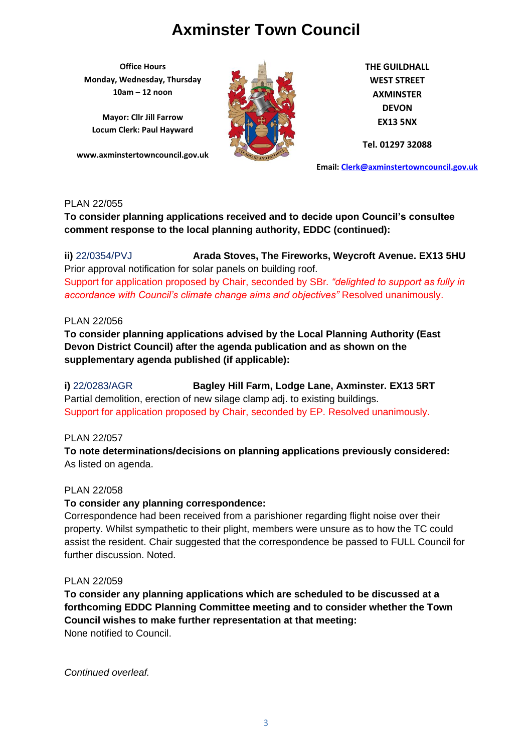# Axminster Town Council

**Office Hours**
**Monday, Wednesday, Thursday**
**10am – 12 noon**

**Mayor: Cllr Jill Farrow**
**Locum Clerk: Paul Hayward**

**www.axminstertowncouncil.gov.uk**

**THE GUILDHALL**
**WEST STREET**
**AXMINSTER**
**DEVON**
**EX13 5NX**

**Tel. 01297 32088**

**Email: Clerk@axminstertowncouncil.gov.uk**

PLAN 22/055

**To consider planning applications received and to decide upon Council's consultee comment response to the local planning authority, EDDC (continued):**

**ii)** 22/0354/PVJ **Arada Stoves, The Fireworks, Weycroft Avenue. EX13 5HU**
Prior approval notification for solar panels on building roof.
Support for application proposed by Chair, seconded by SBr. *"delighted to support as fully in accordance with Council's climate change aims and objectives"* Resolved unanimously.

PLAN 22/056

**To consider planning applications advised by the Local Planning Authority (East Devon District Council) after the agenda publication and as shown on the supplementary agenda published (if applicable):**

**i)** 22/0283/AGR **Bagley Hill Farm, Lodge Lane, Axminster. EX13 5RT**
Partial demolition, erection of new silage clamp adj. to existing buildings.
Support for application proposed by Chair, seconded by EP. Resolved unanimously.

PLAN 22/057

**To note determinations/decisions on planning applications previously considered:**
As listed on agenda.

PLAN 22/058

**To consider any planning correspondence:**
Correspondence had been received from a parishioner regarding flight noise over their property. Whilst sympathetic to their plight, members were unsure as to how the TC could assist the resident. Chair suggested that the correspondence be passed to FULL Council for further discussion. Noted.

PLAN 22/059

**To consider any planning applications which are scheduled to be discussed at a forthcoming EDDC Planning Committee meeting and to consider whether the Town Council wishes to make further representation at that meeting:**
None notified to Council.

*Continued overleaf.*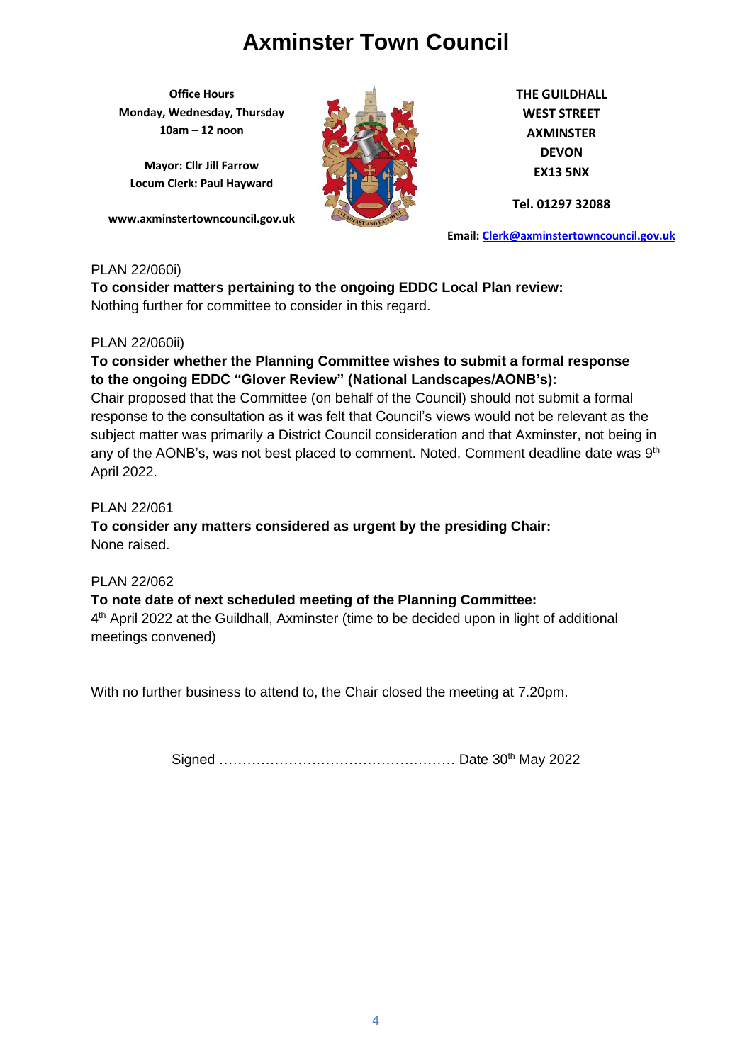# Axminster Town Council

**Office Hours**
**Monday, Wednesday, Thursday**
**10am – 12 noon**

**Mayor: Cllr Jill Farrow**
**Locum Clerk: Paul Hayward**

**www.axminstertowncouncil.gov.uk**

**THE GUILDHALL**
**WEST STREET**
**AXMINSTER**
**DEVON**
**EX13 5NX**

**Tel. 01297 32088**

**Email: Clerk@axminstertowncouncil.gov.uk**

PLAN 22/060i)

**To consider matters pertaining to the ongoing EDDC Local Plan review:**
Nothing further for committee to consider in this regard.

PLAN 22/060ii)

**To consider whether the Planning Committee wishes to submit a formal response to the ongoing EDDC "Glover Review" (National Landscapes/AONB's):**
Chair proposed that the Committee (on behalf of the Council) should not submit a formal response to the consultation as it was felt that Council's views would not be relevant as the subject matter was primarily a District Council consideration and that Axminster, not being in any of the AONB's, was not best placed to comment. Noted. Comment deadline date was 9th April 2022.

PLAN 22/061

**To consider any matters considered as urgent by the presiding Chair:**
None raised.

PLAN 22/062

**To note date of next scheduled meeting of the Planning Committee:**
4th April 2022 at the Guildhall, Axminster (time to be decided upon in light of additional meetings convened)

With no further business to attend to, the Chair closed the meeting at 7.20pm.

Signed …………………………………………… Date 30th May 2022